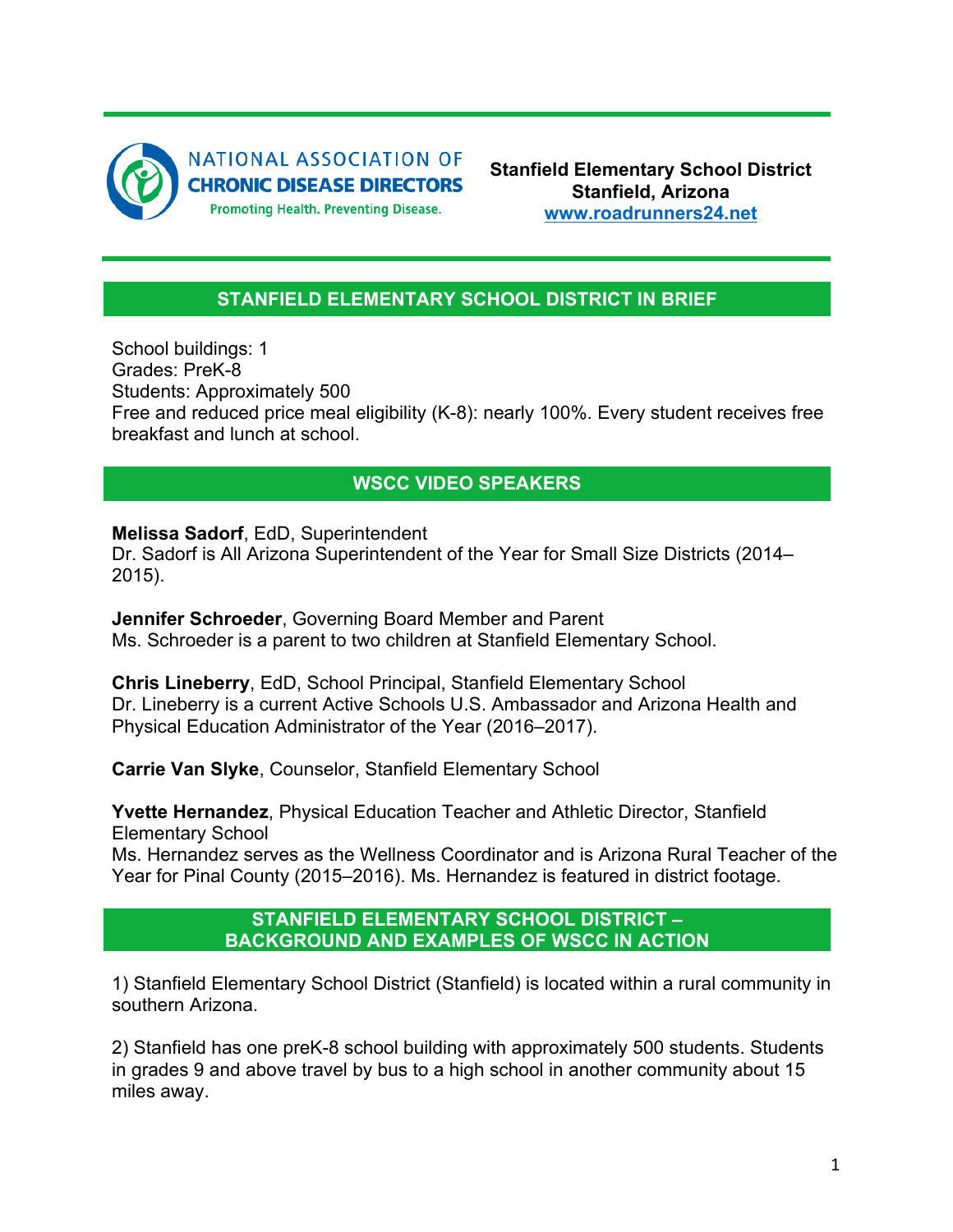NATIONAL ASSOCIATION OF CHRONIC DISEASE DIRECTORS
Promoting Health. Preventing Disease.

**Stanfield Elementary School District**
**Stanfield, Arizona**
[www.roadrunners24.net](http://www.roadrunners24.net)

## STANFIELD ELEMENTARY SCHOOL DISTRICT IN BRIEF

School buildings: 1
Grades: PreK-8
Students: Approximately 500
Free and reduced price meal eligibility (K-8): nearly 100%. Every student receives free breakfast and lunch at school.

## WSCC VIDEO SPEAKERS

**Melissa Sadorf**, EdD, Superintendent
Dr. Sadorf is All Arizona Superintendent of the Year for Small Size Districts (2014–2015).

**Jennifer Schroeder**, Governing Board Member and Parent
Ms. Schroeder is a parent to two children at Stanfield Elementary School.

**Chris Lineberry**, EdD, School Principal, Stanfield Elementary School
Dr. Lineberry is a current Active Schools U.S. Ambassador and Arizona Health and Physical Education Administrator of the Year (2016–2017).

**Carrie Van Slyke**, Counselor, Stanfield Elementary School

**Yvette Hernandez**, Physical Education Teacher and Athletic Director, Stanfield Elementary School
Ms. Hernandez serves as the Wellness Coordinator and is Arizona Rural Teacher of the Year for Pinal County (2015–2016). Ms. Hernandez is featured in district footage.

## STANFIELD ELEMENTARY SCHOOL DISTRICT – BACKGROUND AND EXAMPLES OF WSCC IN ACTION

1) Stanfield Elementary School District (Stanfield) is located within a rural community in southern Arizona.

2) Stanfield has one preK-8 school building with approximately 500 students. Students in grades 9 and above travel by bus to a high school in another community about 15 miles away.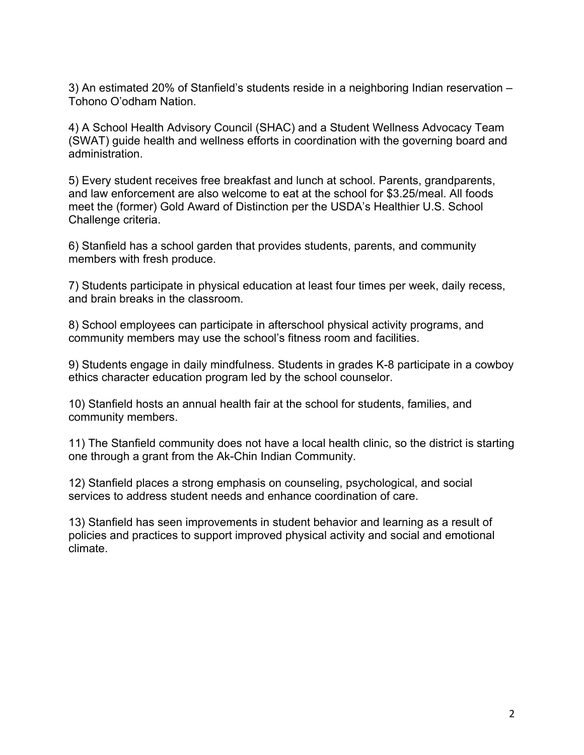3) An estimated 20% of Stanfield's students reside in a neighboring Indian reservation – Tohono O'odham Nation.

4) A School Health Advisory Council (SHAC) and a Student Wellness Advocacy Team (SWAT) guide health and wellness efforts in coordination with the governing board and administration.

5) Every student receives free breakfast and lunch at school. Parents, grandparents, and law enforcement are also welcome to eat at the school for $3.25/meal. All foods meet the (former) Gold Award of Distinction per the USDA's Healthier U.S. School Challenge criteria.

6) Stanfield has a school garden that provides students, parents, and community members with fresh produce.

7) Students participate in physical education at least four times per week, daily recess, and brain breaks in the classroom.

8) School employees can participate in afterschool physical activity programs, and community members may use the school's fitness room and facilities.

9) Students engage in daily mindfulness. Students in grades K-8 participate in a cowboy ethics character education program led by the school counselor.

10) Stanfield hosts an annual health fair at the school for students, families, and community members.

11) The Stanfield community does not have a local health clinic, so the district is starting one through a grant from the Ak-Chin Indian Community.

12) Stanfield places a strong emphasis on counseling, psychological, and social services to address student needs and enhance coordination of care.

13) Stanfield has seen improvements in student behavior and learning as a result of policies and practices to support improved physical activity and social and emotional climate.